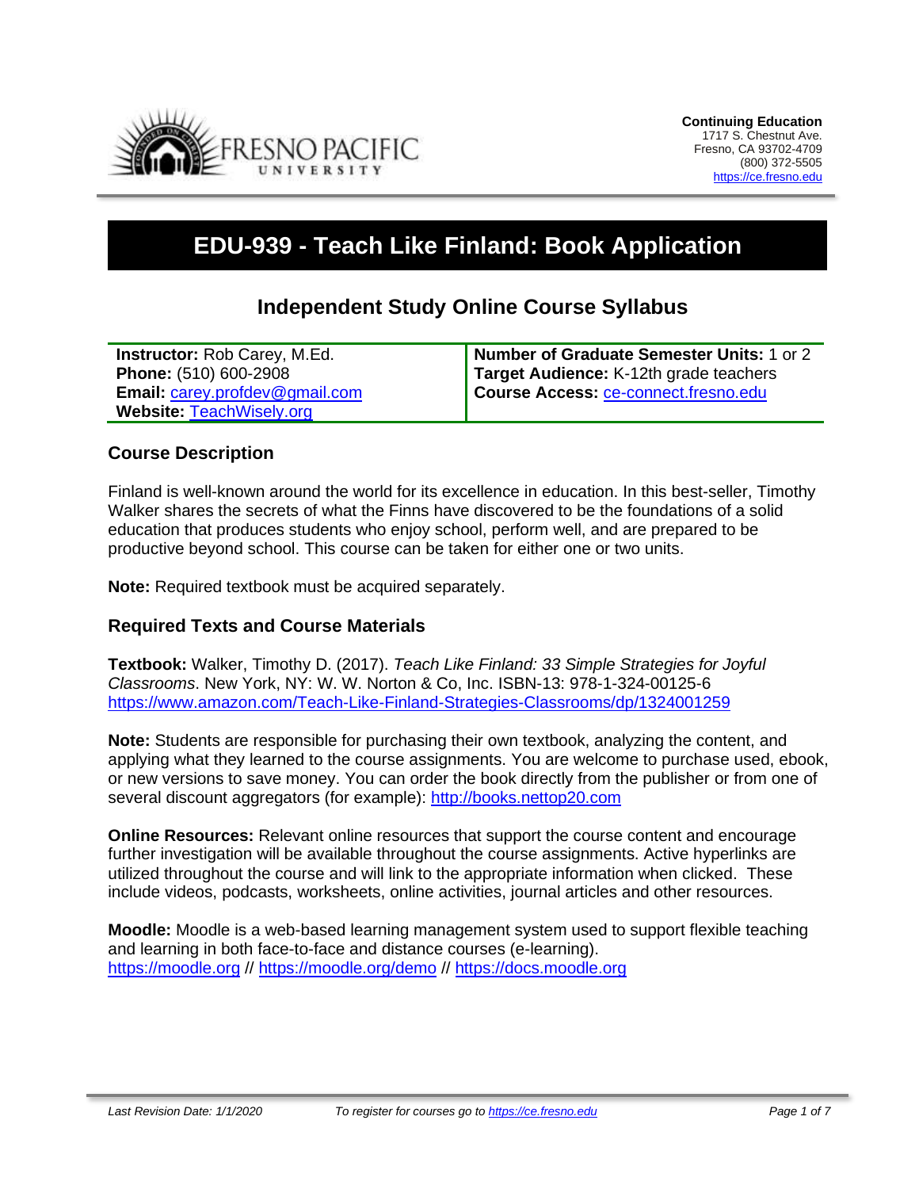**Continuing Education**
1717 S. Chestnut Ave.
Fresno, CA 93702-4709
(800) 372-5505
https://ce.fresno.edu

# EDU-939 - Teach Like Finland: Book Application

## Independent Study Online Course Syllabus

| | |
|---|---|
| **Instructor:** Rob Carey, M.Ed.<br>**Phone:** (510) 600-2908<br>**Email:** carey.profdev@gmail.com<br>**Website:** TeachWisely.org | **Number of Graduate Semester Units:** 1 or 2<br>**Target Audience:** K-12th grade teachers<br>**Course Access:** ce-connect.fresno.edu |

### Course Description

Finland is well-known around the world for its excellence in education. In this best-seller, Timothy Walker shares the secrets of what the Finns have discovered to be the foundations of a solid education that produces students who enjoy school, perform well, and are prepared to be productive beyond school. This course can be taken for either one or two units.

**Note:** Required textbook must be acquired separately.

### Required Texts and Course Materials

**Textbook:** Walker, Timothy D. (2017). *Teach Like Finland: 33 Simple Strategies for Joyful Classrooms*. New York, NY: W. W. Norton & Co, Inc. ISBN-13: 978-1-324-00125-6
https://www.amazon.com/Teach-Like-Finland-Strategies-Classrooms/dp/1324001259

**Note:** Students are responsible for purchasing their own textbook, analyzing the content, and applying what they learned to the course assignments. You are welcome to purchase used, ebook, or new versions to save money. You can order the book directly from the publisher or from one of several discount aggregators (for example): http://books.nettop20.com

**Online Resources:** Relevant online resources that support the course content and encourage further investigation will be available throughout the course assignments. Active hyperlinks are utilized throughout the course and will link to the appropriate information when clicked. These include videos, podcasts, worksheets, online activities, journal articles and other resources.

**Moodle:** Moodle is a web-based learning management system used to support flexible teaching and learning in both face-to-face and distance courses (e-learning).
https://moodle.org // https://moodle.org/demo // https://docs.moodle.org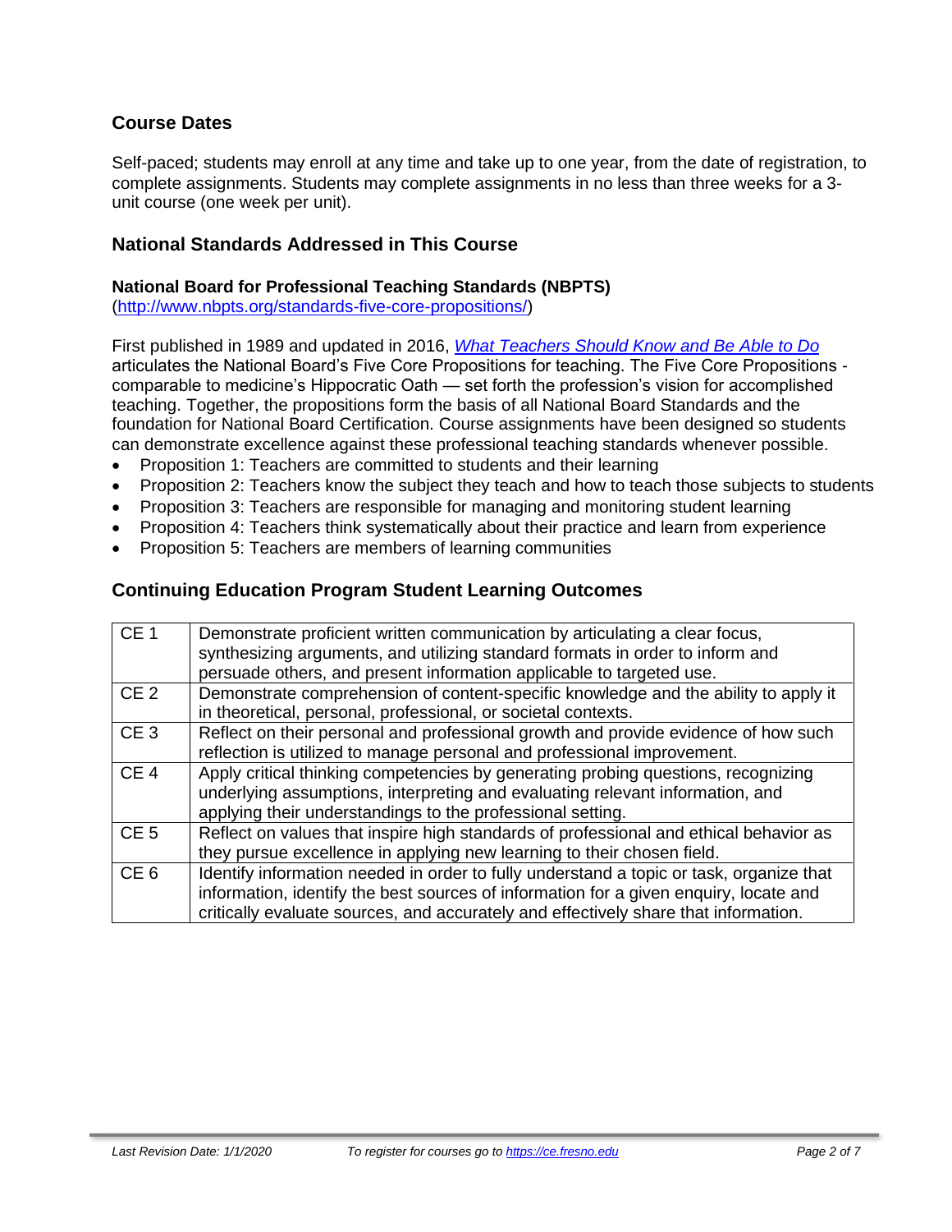## Course Dates

Self-paced; students may enroll at any time and take up to one year, from the date of registration, to complete assignments. Students may complete assignments in no less than three weeks for a 3-unit course (one week per unit).

## National Standards Addressed in This Course

### National Board for Professional Teaching Standards (NBPTS)

([http://www.nbpts.org/standards-five-core-propositions/](http://www.nbpts.org/standards-five-core-propositions/))

First published in 1989 and updated in 2016, *What Teachers Should Know and Be Able to Do* articulates the National Board's Five Core Propositions for teaching. The Five Core Propositions - comparable to medicine's Hippocratic Oath — set forth the profession's vision for accomplished teaching. Together, the propositions form the basis of all National Board Standards and the foundation for National Board Certification. Course assignments have been designed so students can demonstrate excellence against these professional teaching standards whenever possible.

- Proposition 1: Teachers are committed to students and their learning
- Proposition 2: Teachers know the subject they teach and how to teach those subjects to students
- Proposition 3: Teachers are responsible for managing and monitoring student learning
- Proposition 4: Teachers think systematically about their practice and learn from experience
- Proposition 5: Teachers are members of learning communities

## Continuing Education Program Student Learning Outcomes

| | |
|---|---|
| CE 1 | Demonstrate proficient written communication by articulating a clear focus, synthesizing arguments, and utilizing standard formats in order to inform and persuade others, and present information applicable to targeted use. |
| CE 2 | Demonstrate comprehension of content-specific knowledge and the ability to apply it in theoretical, personal, professional, or societal contexts. |
| CE 3 | Reflect on their personal and professional growth and provide evidence of how such reflection is utilized to manage personal and professional improvement. |
| CE 4 | Apply critical thinking competencies by generating probing questions, recognizing underlying assumptions, interpreting and evaluating relevant information, and applying their understandings to the professional setting. |
| CE 5 | Reflect on values that inspire high standards of professional and ethical behavior as they pursue excellence in applying new learning to their chosen field. |
| CE 6 | Identify information needed in order to fully understand a topic or task, organize that information, identify the best sources of information for a given enquiry, locate and critically evaluate sources, and accurately and effectively share that information. |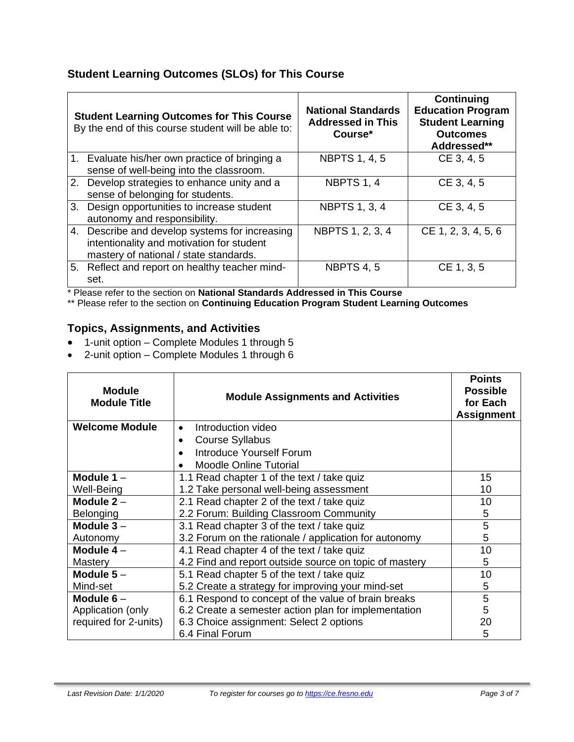### Student Learning Outcomes (SLOs) for This Course

| **Student Learning Outcomes for This Course** By the end of this course student will be able to: | **National Standards Addressed in This Course*** | **Continuing Education Program Student Learning Outcomes Addressed**** |
|---|---|---|
| 1. Evaluate his/her own practice of bringing a sense of well-being into the classroom. | NBPTS 1, 4, 5 | CE 3, 4, 5 |
| 2. Develop strategies to enhance unity and a sense of belonging for students. | NBPTS 1, 4 | CE 3, 4, 5 |
| 3. Design opportunities to increase student autonomy and responsibility. | NBPTS 1, 3, 4 | CE 3, 4, 5 |
| 4. Describe and develop systems for increasing intentionality and motivation for student mastery of national / state standards. | NBPTS 1, 2, 3, 4 | CE 1, 2, 3, 4, 5, 6 |
| 5. Reflect and report on healthy teacher mind-set. | NBPTS 4, 5 | CE 1, 3, 5 |

* Please refer to the section on **National Standards Addressed in This Course**

** Please refer to the section on **Continuing Education Program Student Learning Outcomes**

### Topics, Assignments, and Activities

- 1-unit option – Complete Modules 1 through 5
- 2-unit option – Complete Modules 1 through 6

| **Module Module Title** | **Module Assignments and Activities** | **Points Possible for Each Assignment** |
|---|---|---|
| **Welcome Module** | • Introduction video<br>• Course Syllabus<br>• Introduce Yourself Forum<br>• Moodle Online Tutorial | |
| **Module 1** – Well-Being | 1.1 Read chapter 1 of the text / take quiz<br>1.2 Take personal well-being assessment | 15<br>10 |
| **Module 2** – Belonging | 2.1 Read chapter 2 of the text / take quiz<br>2.2 Forum: Building Classroom Community | 10<br>5 |
| **Module 3** – Autonomy | 3.1 Read chapter 3 of the text / take quiz<br>3.2 Forum on the rationale / application for autonomy | 5<br>5 |
| **Module 4** – Mastery | 4.1 Read chapter 4 of the text / take quiz<br>4.2 Find and report outside source on topic of mastery | 10<br>5 |
| **Module 5** – Mind-set | 5.1 Read chapter 5 of the text / take quiz<br>5.2 Create a strategy for improving your mind-set | 10<br>5 |
| **Module 6** – Application (only required for 2-units) | 6.1 Respond to concept of the value of brain breaks<br>6.2 Create a semester action plan for implementation<br>6.3 Choice assignment: Select 2 options<br>6.4 Final Forum | 5<br>5<br>20<br>5 |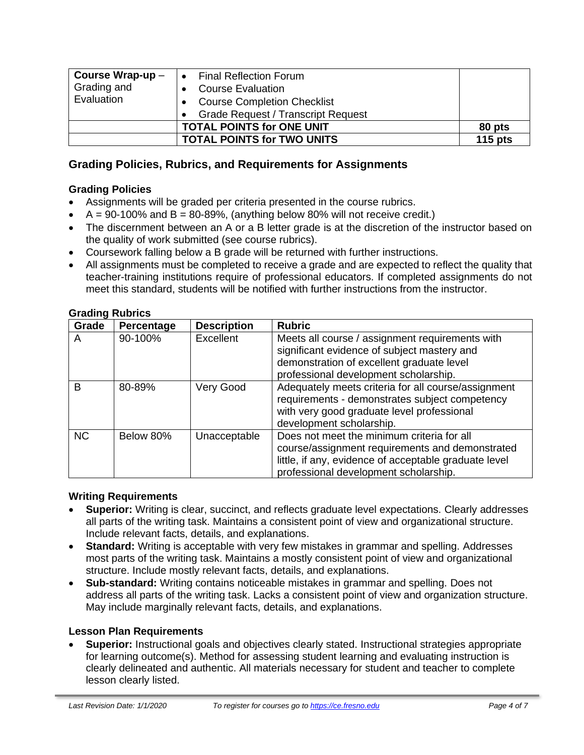| Course Wrap-up – Grading and Evaluation | • Final Reflection Forum<br>• Course Evaluation<br>• Course Completion Checklist<br>• Grade Request / Transcript Request | |
|---|---|---|
| | **TOTAL POINTS for ONE UNIT** | **80 pts** |
| | **TOTAL POINTS for TWO UNITS** | **115 pts** |

## Grading Policies, Rubrics, and Requirements for Assignments

### Grading Policies

- Assignments will be graded per criteria presented in the course rubrics.
- A = 90-100% and B = 80-89%, (anything below 80% will not receive credit.)
- The discernment between an A or a B letter grade is at the discretion of the instructor based on the quality of work submitted (see course rubrics).
- Coursework falling below a B grade will be returned with further instructions.
- All assignments must be completed to receive a grade and are expected to reflect the quality that teacher-training institutions require of professional educators. If completed assignments do not meet this standard, students will be notified with further instructions from the instructor.

### Grading Rubrics

| Grade | Percentage | Description | Rubric |
|---|---|---|---|
| A | 90-100% | Excellent | Meets all course / assignment requirements with significant evidence of subject mastery and demonstration of excellent graduate level professional development scholarship. |
| B | 80-89% | Very Good | Adequately meets criteria for all course/assignment requirements - demonstrates subject competency with very good graduate level professional development scholarship. |
| NC | Below 80% | Unacceptable | Does not meet the minimum criteria for all course/assignment requirements and demonstrated little, if any, evidence of acceptable graduate level professional development scholarship. |

### Writing Requirements

- **Superior:** Writing is clear, succinct, and reflects graduate level expectations. Clearly addresses all parts of the writing task. Maintains a consistent point of view and organizational structure. Include relevant facts, details, and explanations.
- **Standard:** Writing is acceptable with very few mistakes in grammar and spelling. Addresses most parts of the writing task. Maintains a mostly consistent point of view and organizational structure. Include mostly relevant facts, details, and explanations.
- **Sub-standard:** Writing contains noticeable mistakes in grammar and spelling. Does not address all parts of the writing task. Lacks a consistent point of view and organization structure. May include marginally relevant facts, details, and explanations.

### Lesson Plan Requirements

- **Superior:** Instructional goals and objectives clearly stated. Instructional strategies appropriate for learning outcome(s). Method for assessing student learning and evaluating instruction is clearly delineated and authentic. All materials necessary for student and teacher to complete lesson clearly listed.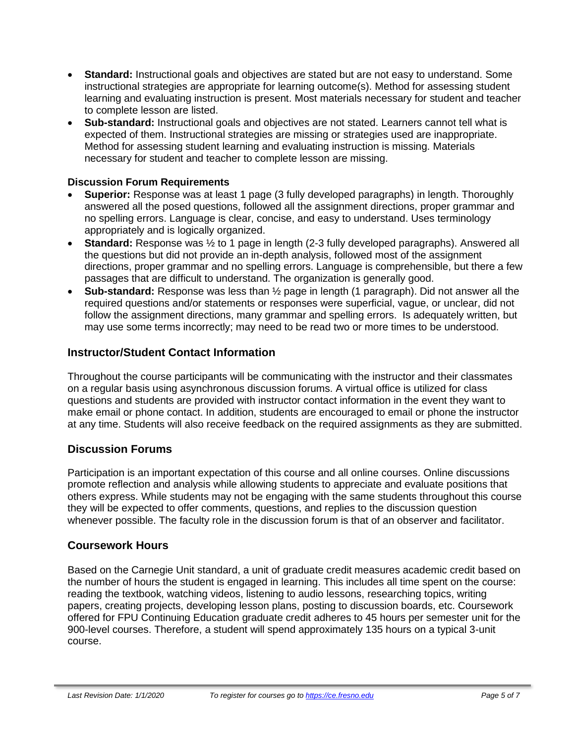- **Standard:** Instructional goals and objectives are stated but are not easy to understand. Some instructional strategies are appropriate for learning outcome(s). Method for assessing student learning and evaluating instruction is present. Most materials necessary for student and teacher to complete lesson are listed.
- **Sub-standard:** Instructional goals and objectives are not stated. Learners cannot tell what is expected of them. Instructional strategies are missing or strategies used are inappropriate. Method for assessing student learning and evaluating instruction is missing. Materials necessary for student and teacher to complete lesson are missing.

**Discussion Forum Requirements**

- **Superior:** Response was at least 1 page (3 fully developed paragraphs) in length. Thoroughly answered all the posed questions, followed all the assignment directions, proper grammar and no spelling errors. Language is clear, concise, and easy to understand. Uses terminology appropriately and is logically organized.
- **Standard:** Response was ½ to 1 page in length (2-3 fully developed paragraphs). Answered all the questions but did not provide an in-depth analysis, followed most of the assignment directions, proper grammar and no spelling errors. Language is comprehensible, but there a few passages that are difficult to understand. The organization is generally good.
- **Sub-standard:** Response was less than ½ page in length (1 paragraph). Did not answer all the required questions and/or statements or responses were superficial, vague, or unclear, did not follow the assignment directions, many grammar and spelling errors. Is adequately written, but may use some terms incorrectly; may need to be read two or more times to be understood.

## Instructor/Student Contact Information

Throughout the course participants will be communicating with the instructor and their classmates on a regular basis using asynchronous discussion forums. A virtual office is utilized for class questions and students are provided with instructor contact information in the event they want to make email or phone contact. In addition, students are encouraged to email or phone the instructor at any time. Students will also receive feedback on the required assignments as they are submitted.

## Discussion Forums

Participation is an important expectation of this course and all online courses. Online discussions promote reflection and analysis while allowing students to appreciate and evaluate positions that others express. While students may not be engaging with the same students throughout this course they will be expected to offer comments, questions, and replies to the discussion question whenever possible. The faculty role in the discussion forum is that of an observer and facilitator.

## Coursework Hours

Based on the Carnegie Unit standard, a unit of graduate credit measures academic credit based on the number of hours the student is engaged in learning. This includes all time spent on the course: reading the textbook, watching videos, listening to audio lessons, researching topics, writing papers, creating projects, developing lesson plans, posting to discussion boards, etc. Coursework offered for FPU Continuing Education graduate credit adheres to 45 hours per semester unit for the 900-level courses. Therefore, a student will spend approximately 135 hours on a typical 3-unit course.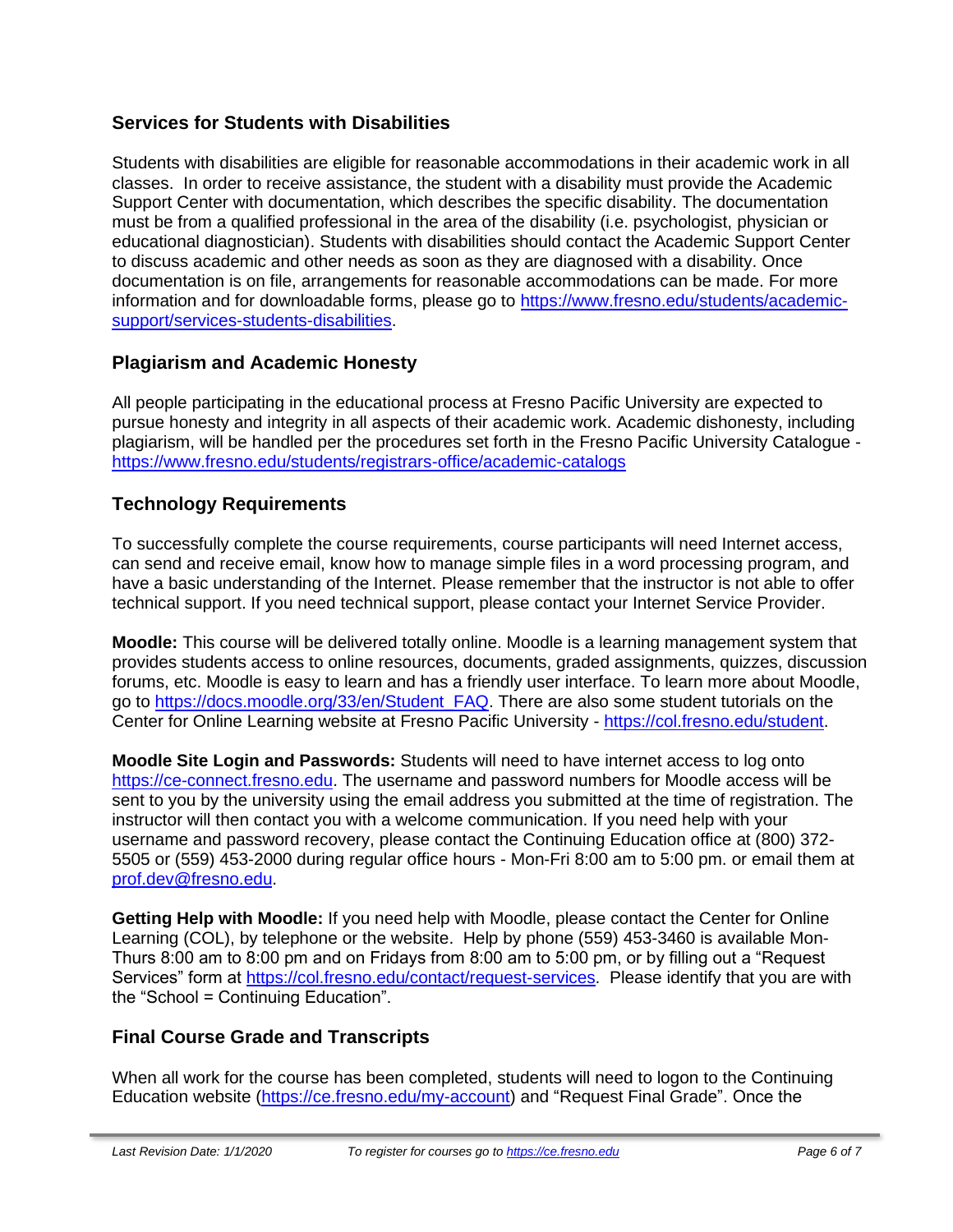## Services for Students with Disabilities

Students with disabilities are eligible for reasonable accommodations in their academic work in all classes. In order to receive assistance, the student with a disability must provide the Academic Support Center with documentation, which describes the specific disability. The documentation must be from a qualified professional in the area of the disability (i.e. psychologist, physician or educational diagnostician). Students with disabilities should contact the Academic Support Center to discuss academic and other needs as soon as they are diagnosed with a disability. Once documentation is on file, arrangements for reasonable accommodations can be made. For more information and for downloadable forms, please go to https://www.fresno.edu/students/academic-support/services-students-disabilities.

## Plagiarism and Academic Honesty

All people participating in the educational process at Fresno Pacific University are expected to pursue honesty and integrity in all aspects of their academic work. Academic dishonesty, including plagiarism, will be handled per the procedures set forth in the Fresno Pacific University Catalogue - https://www.fresno.edu/students/registrars-office/academic-catalogs

## Technology Requirements

To successfully complete the course requirements, course participants will need Internet access, can send and receive email, know how to manage simple files in a word processing program, and have a basic understanding of the Internet. Please remember that the instructor is not able to offer technical support. If you need technical support, please contact your Internet Service Provider.

**Moodle:** This course will be delivered totally online. Moodle is a learning management system that provides students access to online resources, documents, graded assignments, quizzes, discussion forums, etc. Moodle is easy to learn and has a friendly user interface. To learn more about Moodle, go to https://docs.moodle.org/33/en/Student_FAQ. There are also some student tutorials on the Center for Online Learning website at Fresno Pacific University - https://col.fresno.edu/student.

**Moodle Site Login and Passwords:** Students will need to have internet access to log onto https://ce-connect.fresno.edu. The username and password numbers for Moodle access will be sent to you by the university using the email address you submitted at the time of registration. The instructor will then contact you with a welcome communication. If you need help with your username and password recovery, please contact the Continuing Education office at (800) 372-5505 or (559) 453-2000 during regular office hours - Mon-Fri 8:00 am to 5:00 pm. or email them at prof.dev@fresno.edu.

**Getting Help with Moodle:** If you need help with Moodle, please contact the Center for Online Learning (COL), by telephone or the website. Help by phone (559) 453-3460 is available Mon-Thurs 8:00 am to 8:00 pm and on Fridays from 8:00 am to 5:00 pm, or by filling out a "Request Services" form at https://col.fresno.edu/contact/request-services. Please identify that you are with the "School = Continuing Education".

## Final Course Grade and Transcripts

When all work for the course has been completed, students will need to logon to the Continuing Education website (https://ce.fresno.edu/my-account) and "Request Final Grade". Once the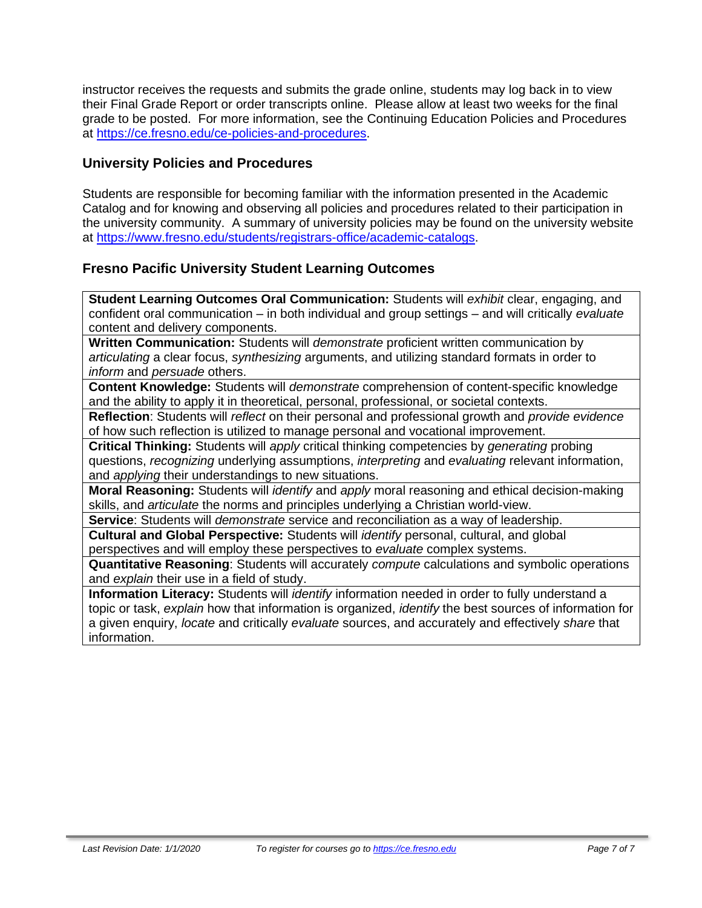instructor receives the requests and submits the grade online, students may log back in to view their Final Grade Report or order transcripts online. Please allow at least two weeks for the final grade to be posted. For more information, see the Continuing Education Policies and Procedures at https://ce.fresno.edu/ce-policies-and-procedures.

### University Policies and Procedures

Students are responsible for becoming familiar with the information presented in the Academic Catalog and for knowing and observing all policies and procedures related to their participation in the university community. A summary of university policies may be found on the university website at https://www.fresno.edu/students/registrars-office/academic-catalogs.

### Fresno Pacific University Student Learning Outcomes

| |
|---|
| **Student Learning Outcomes Oral Communication:** Students will *exhibit* clear, engaging, and confident oral communication – in both individual and group settings – and will critically *evaluate* content and delivery components. |
| **Written Communication:** Students will *demonstrate* proficient written communication by *articulating* a clear focus, *synthesizing* arguments, and utilizing standard formats in order to *inform* and *persuade* others. |
| **Content Knowledge:** Students will *demonstrate* comprehension of content-specific knowledge and the ability to apply it in theoretical, personal, professional, or societal contexts. |
| **Reflection**: Students will *reflect* on their personal and professional growth and *provide evidence* of how such reflection is utilized to manage personal and vocational improvement. |
| **Critical Thinking:** Students will *apply* critical thinking competencies by *generating* probing questions, *recognizing* underlying assumptions, *interpreting* and *evaluating* relevant information, and *applying* their understandings to new situations. |
| **Moral Reasoning:** Students will *identify* and *apply* moral reasoning and ethical decision-making skills, and *articulate* the norms and principles underlying a Christian world-view. |
| **Service**: Students will *demonstrate* service and reconciliation as a way of leadership. |
| **Cultural and Global Perspective:** Students will *identify* personal, cultural, and global perspectives and will employ these perspectives to *evaluate* complex systems. |
| **Quantitative Reasoning**: Students will accurately *compute* calculations and symbolic operations and *explain* their use in a field of study. |
| **Information Literacy:** Students will *identify* information needed in order to fully understand a topic or task, *explain* how that information is organized, *identify* the best sources of information for a given enquiry, *locate* and critically *evaluate* sources, and accurately and effectively *share* that information. |